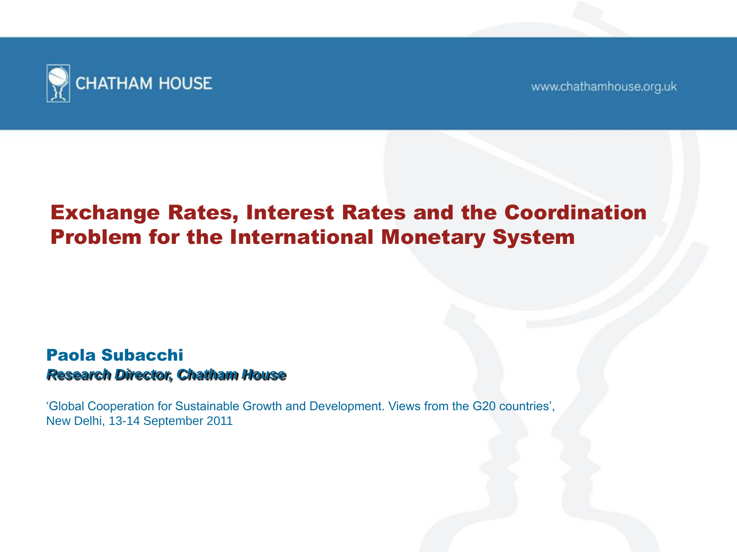CHATHAM HOUSE

www.chathamhouse.org.uk

# Exchange Rates, Interest Rates and the Coordination Problem for the International Monetary System

**Paola Subacchi**

***Research Director, Chatham House***

'Global Cooperation for Sustainable Growth and Development. Views from the G20 countries', New Delhi, 13-14 September 2011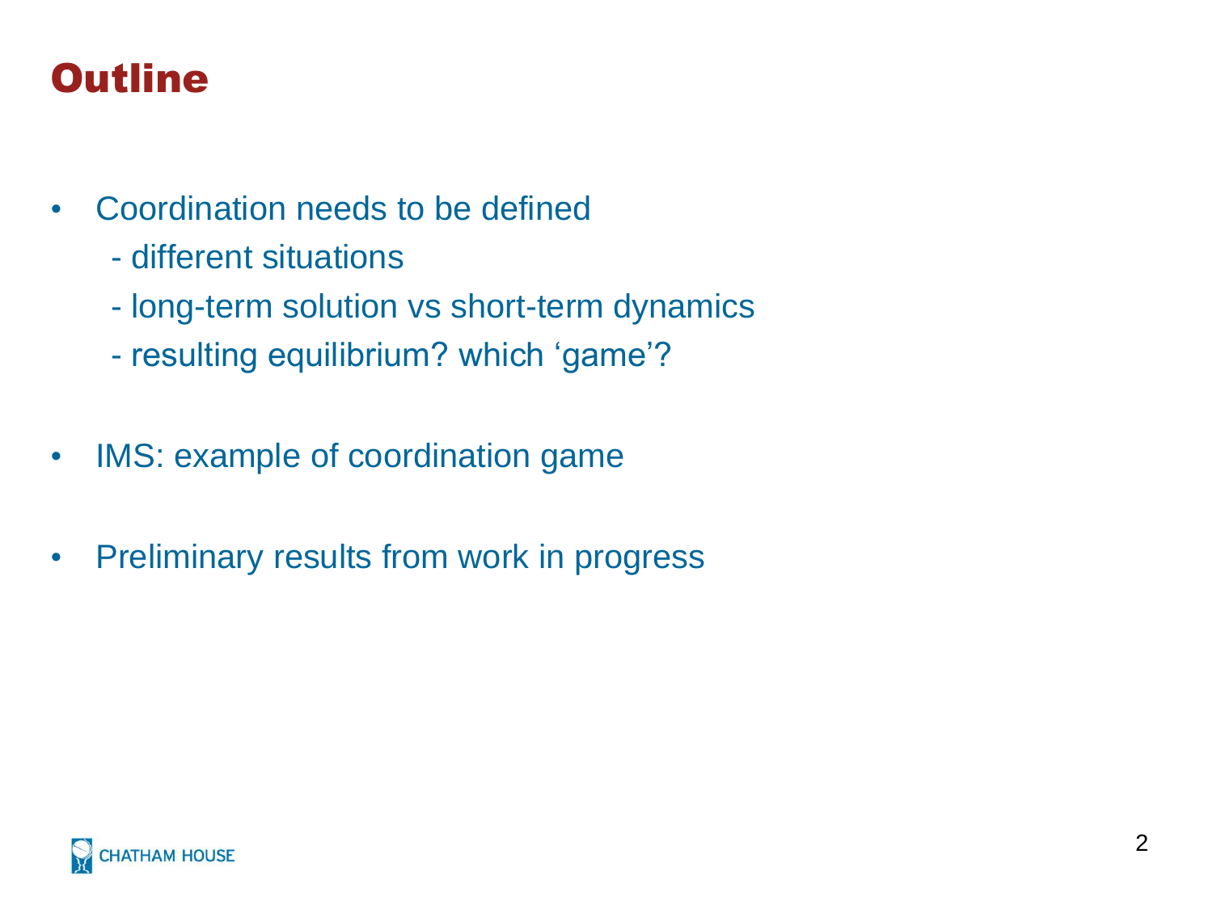# Outline

- Coordination needs to be defined
  - different situations
  - long-term solution vs short-term dynamics
  - resulting equilibrium? which ‘game’?
- IMS: example of coordination game
- Preliminary results from work in progress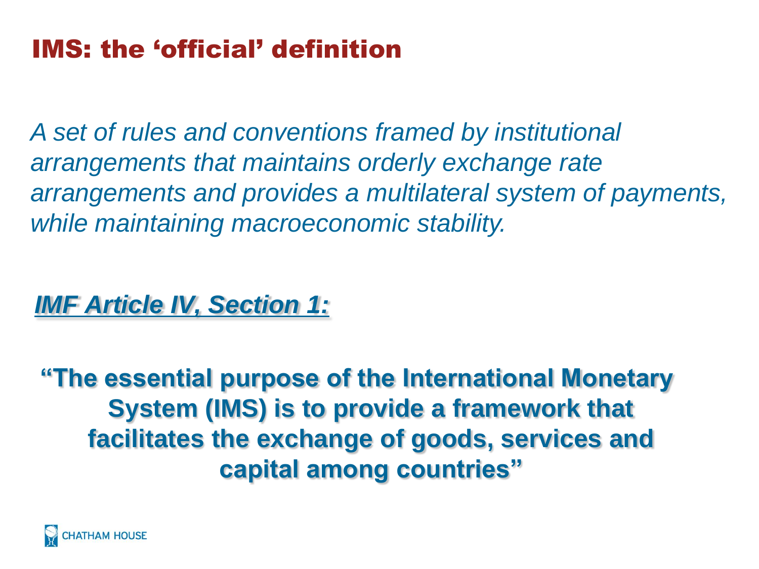# IMS: the 'official' definition

*A set of rules and conventions framed by institutional arrangements that maintains orderly exchange rate arrangements and provides a multilateral system of payments, while maintaining macroeconomic stability.*

***IMF Article IV, Section 1:***

**"The essential purpose of the International Monetary System (IMS) is to provide a framework that facilitates the exchange of goods, services and capital among countries"**

CHATHAM HOUSE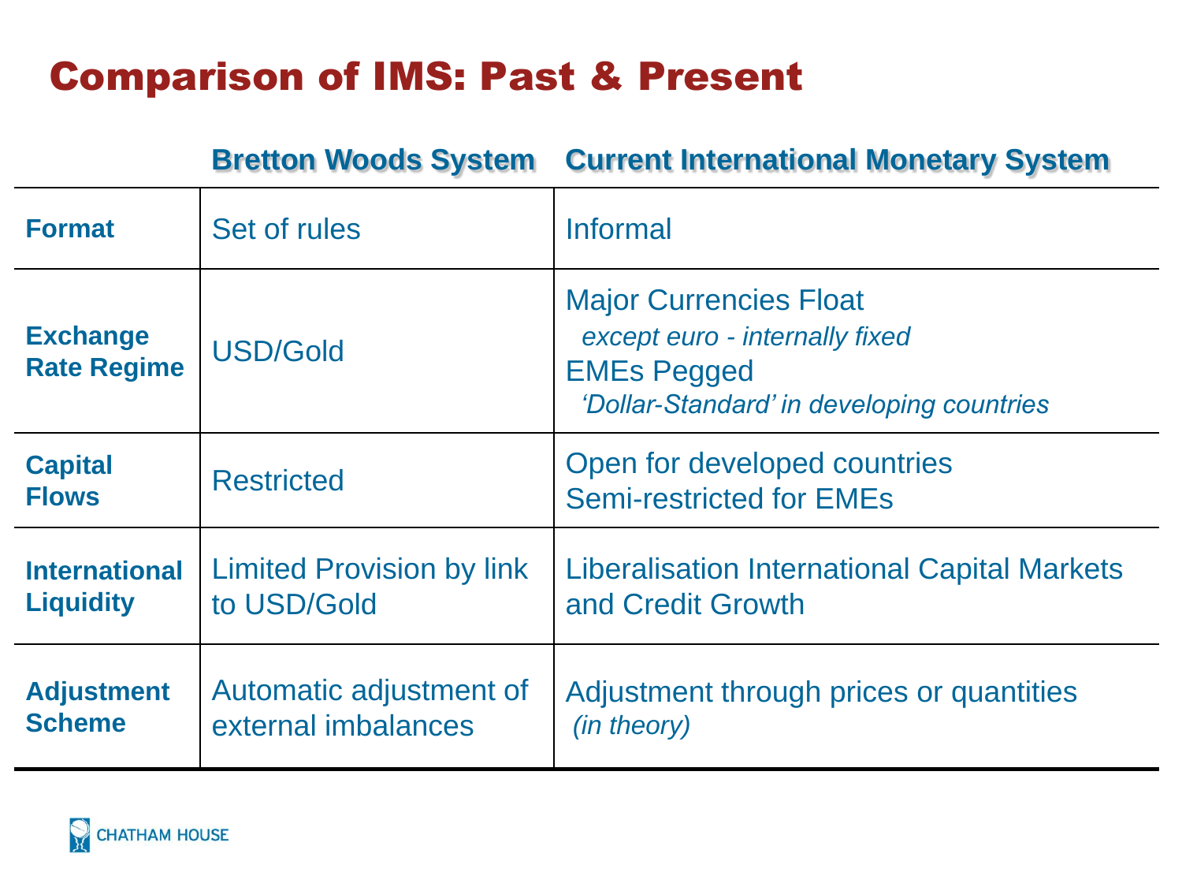# Comparison of IMS: Past & Present

| | Bretton Woods System | Current International Monetary System |
|---|---|---|
| **Format** | Set of rules | Informal |
| **Exchange Rate Regime** | USD/Gold | Major Currencies Float<br>*except euro - internally fixed*<br>EMEs Pegged<br>*'Dollar-Standard' in developing countries* |
| **Capital Flows** | Restricted | Open for developed countries<br>Semi-restricted for EMEs |
| **International Liquidity** | Limited Provision by link to USD/Gold | Liberalisation International Capital Markets and Credit Growth |
| **Adjustment Scheme** | Automatic adjustment of external imbalances | Adjustment through prices or quantities<br>*(in theory)* |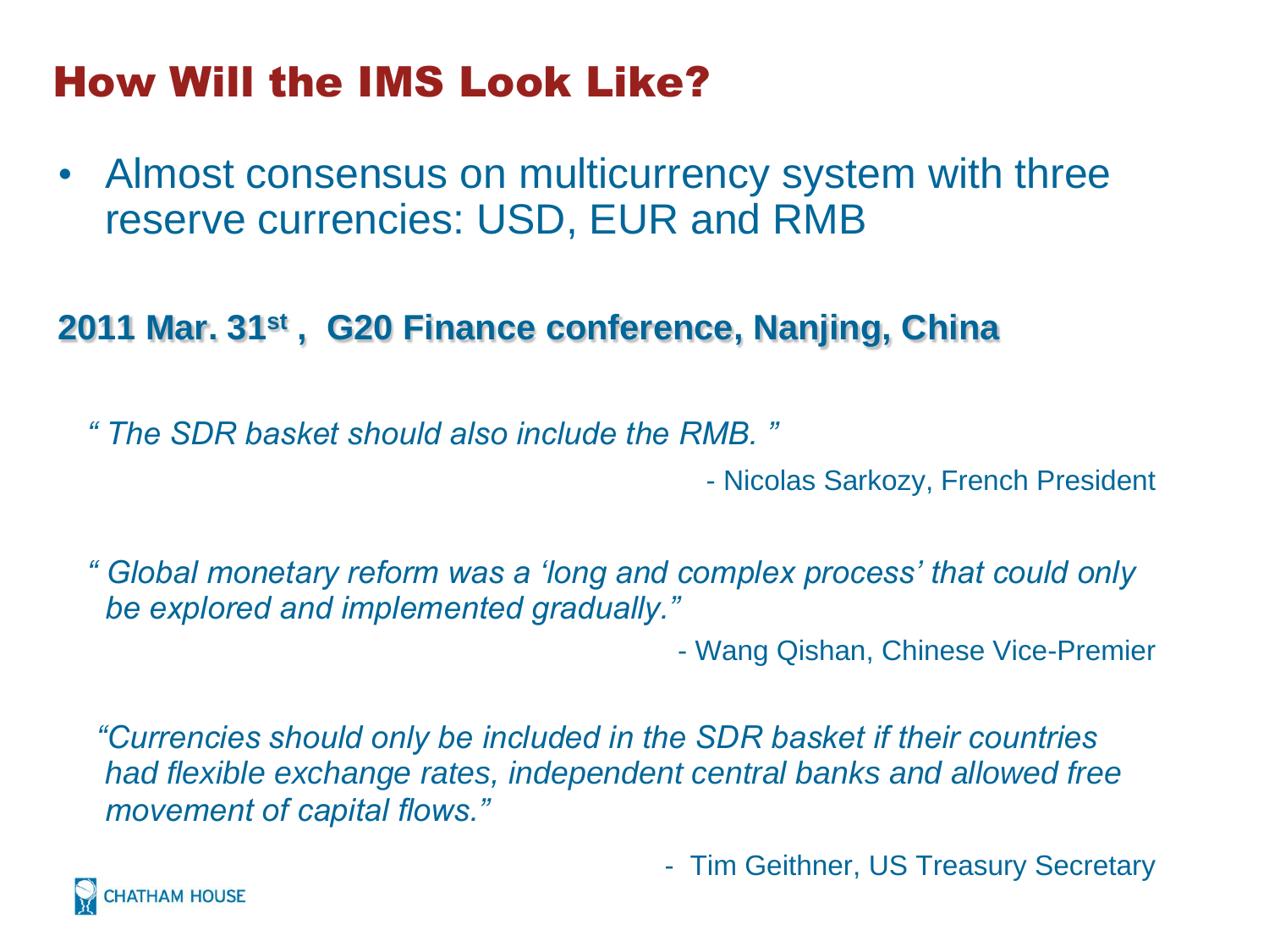# How Will the IMS Look Like?

- Almost consensus on multicurrency system with three reserve currencies: USD, EUR and RMB

**2011 Mar. 31st , G20 Finance conference, Nanjing, China**

*" The SDR basket should also include the RMB. "*

- Nicolas Sarkozy, French President

*" Global monetary reform was a 'long and complex process' that could only be explored and implemented gradually."*

- Wang Qishan, Chinese Vice-Premier

*"Currencies should only be included in the SDR basket if their countries had flexible exchange rates, independent central banks and allowed free movement of capital flows."*

- Tim Geithner, US Treasury Secretary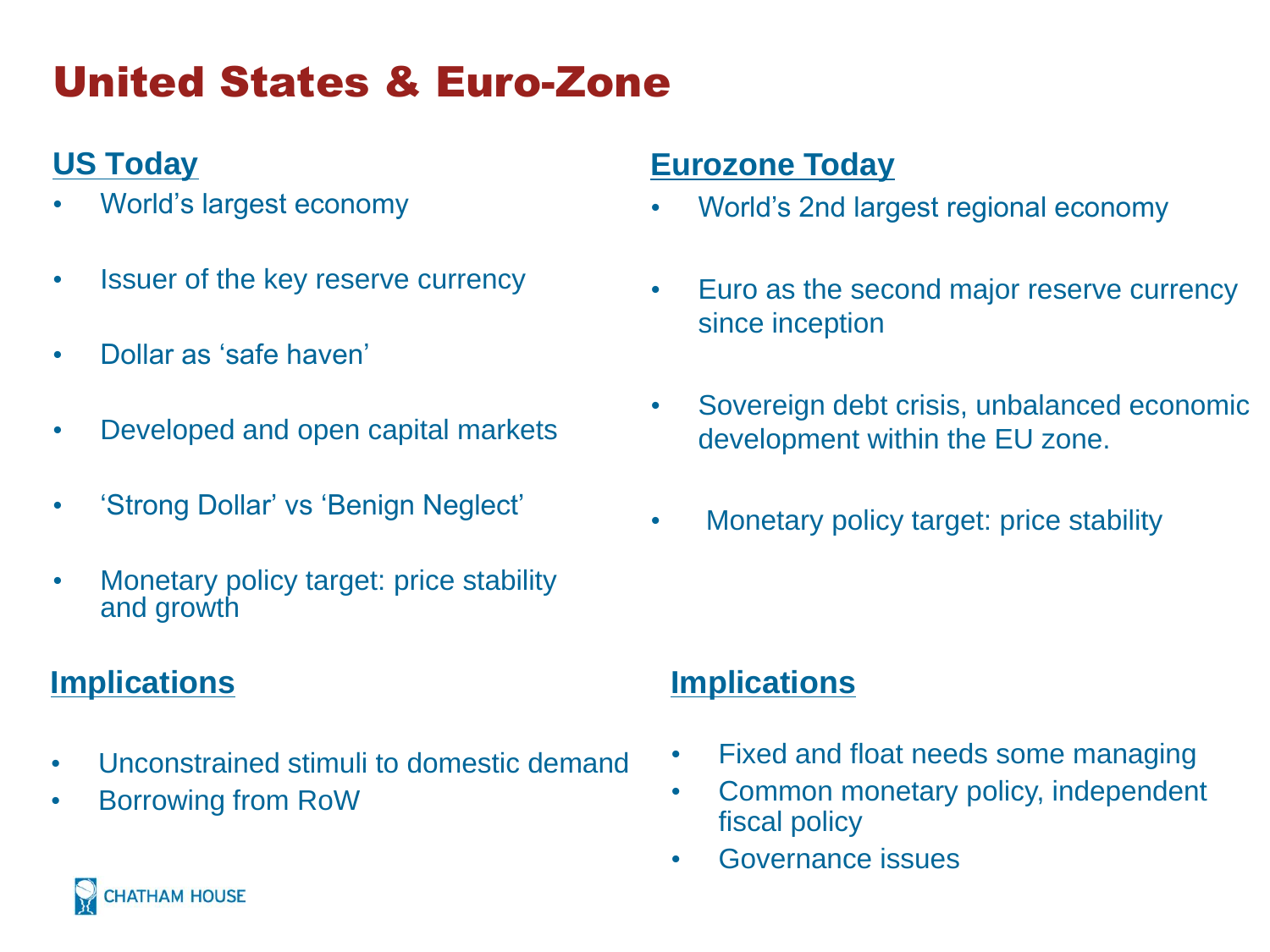# United States & Euro-Zone

## US Today

- World's largest economy
- Issuer of the key reserve currency
- Dollar as 'safe haven'
- Developed and open capital markets
- 'Strong Dollar' vs 'Benign Neglect'
- Monetary policy target: price stability and growth

## Implications

- Unconstrained stimuli to domestic demand
- Borrowing from RoW

## Eurozone Today

- World's 2nd largest regional economy
- Euro as the second major reserve currency since inception
- Sovereign debt crisis, unbalanced economic development within the EU zone.
- Monetary policy target: price stability

## Implications

- Fixed and float needs some managing
- Common monetary policy, independent fiscal policy
- Governance issues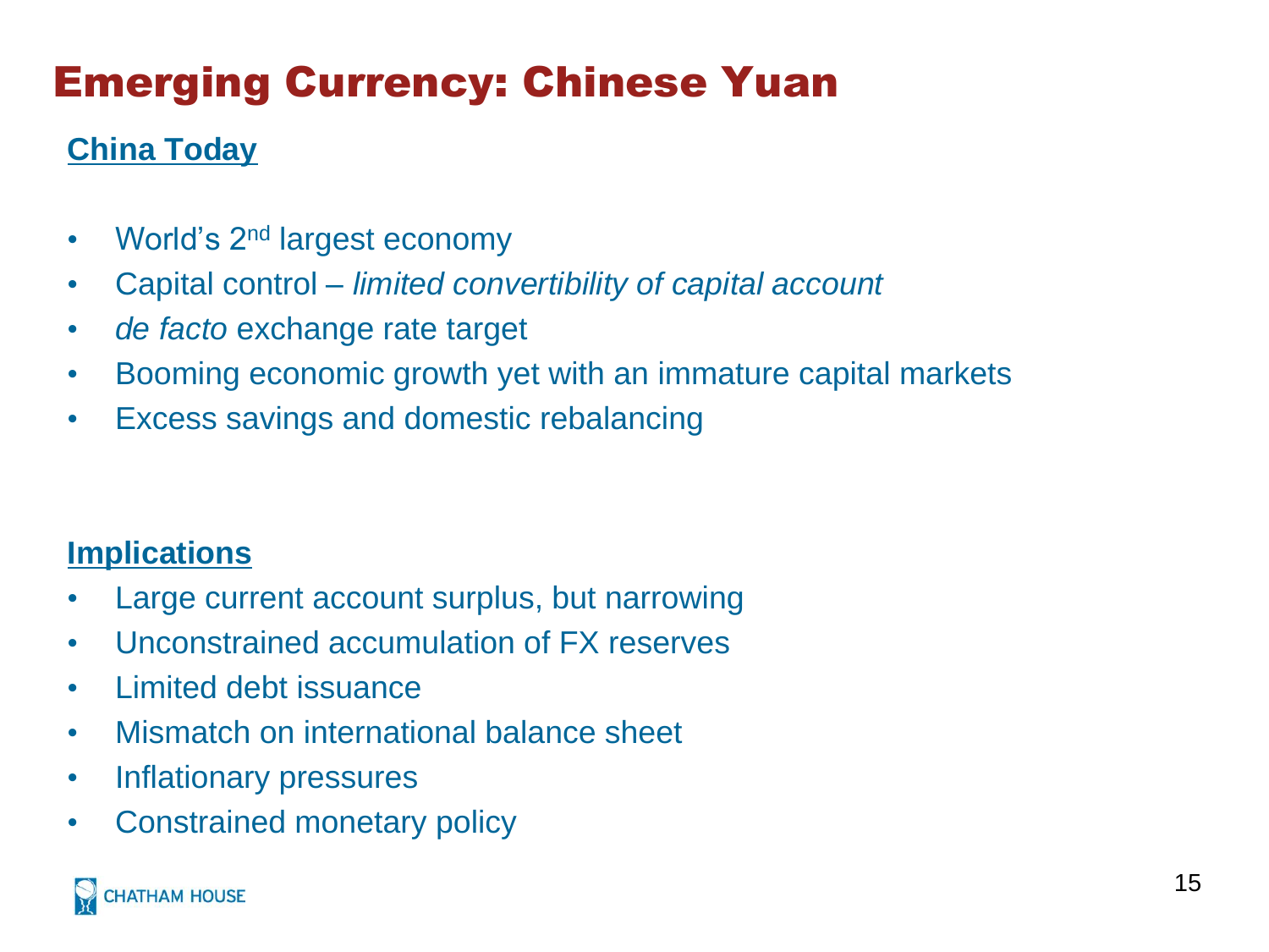# Emerging Currency: Chinese Yuan

## China Today

- World's 2nd largest economy
- Capital control – *limited convertibility of capital account*
- *de facto* exchange rate target
- Booming economic growth yet with an immature capital markets
- Excess savings and domestic rebalancing

## Implications

- Large current account surplus, but narrowing
- Unconstrained accumulation of FX reserves
- Limited debt issuance
- Mismatch on international balance sheet
- Inflationary pressures
- Constrained monetary policy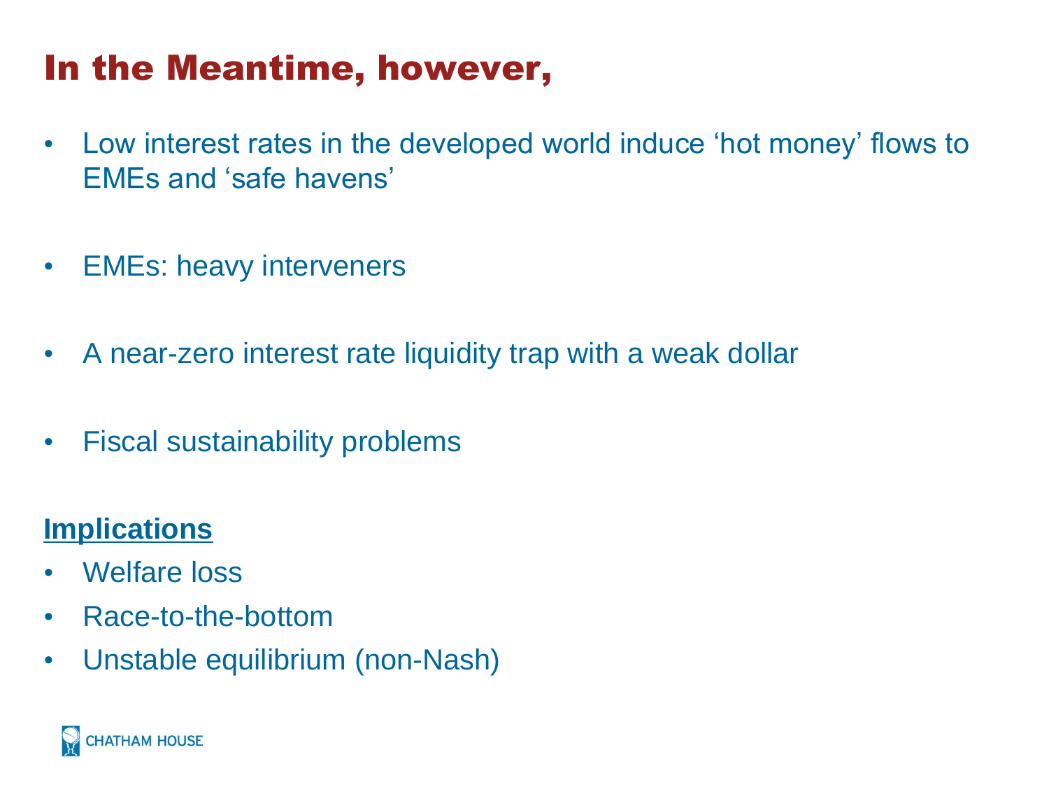# In the Meantime, however,

- Low interest rates in the developed world induce 'hot money' flows to EMEs and 'safe havens'
- EMEs: heavy interveners
- A near-zero interest rate liquidity trap with a weak dollar
- Fiscal sustainability problems

**Implications**

- Welfare loss
- Race-to-the-bottom
- Unstable equilibrium (non-Nash)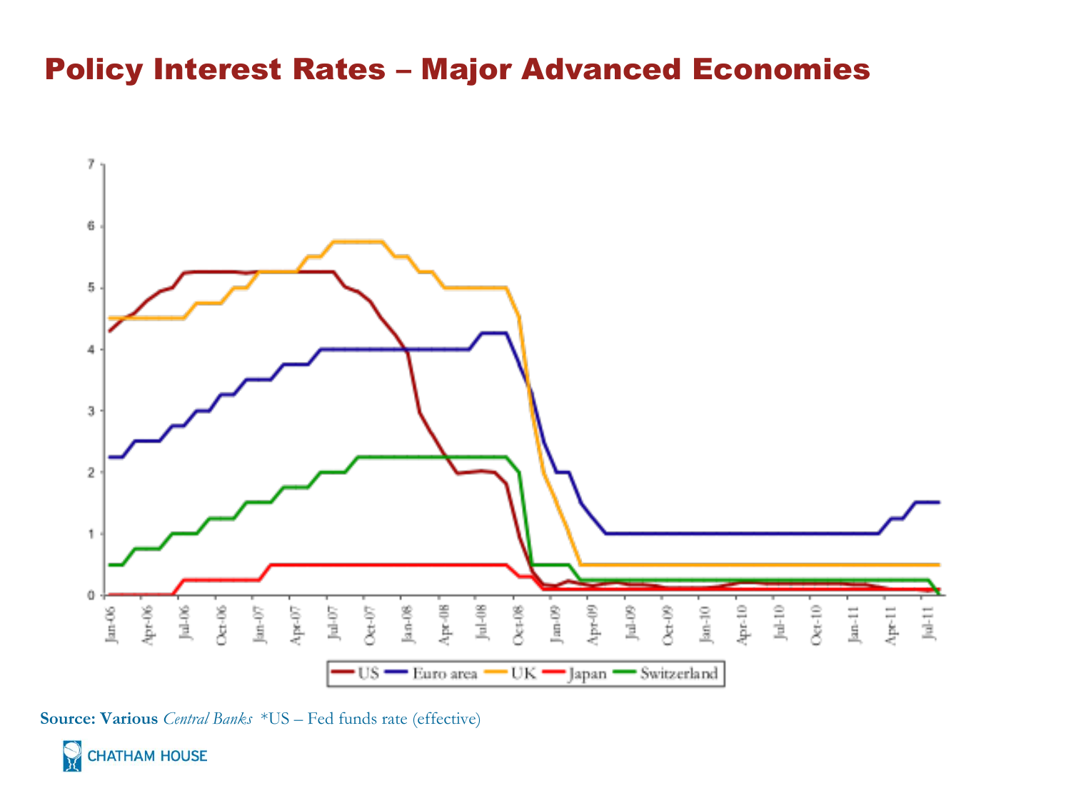# Policy Interest Rates – Major Advanced Economies

**Source: Various** *Central Banks* *US – Fed funds rate (effective)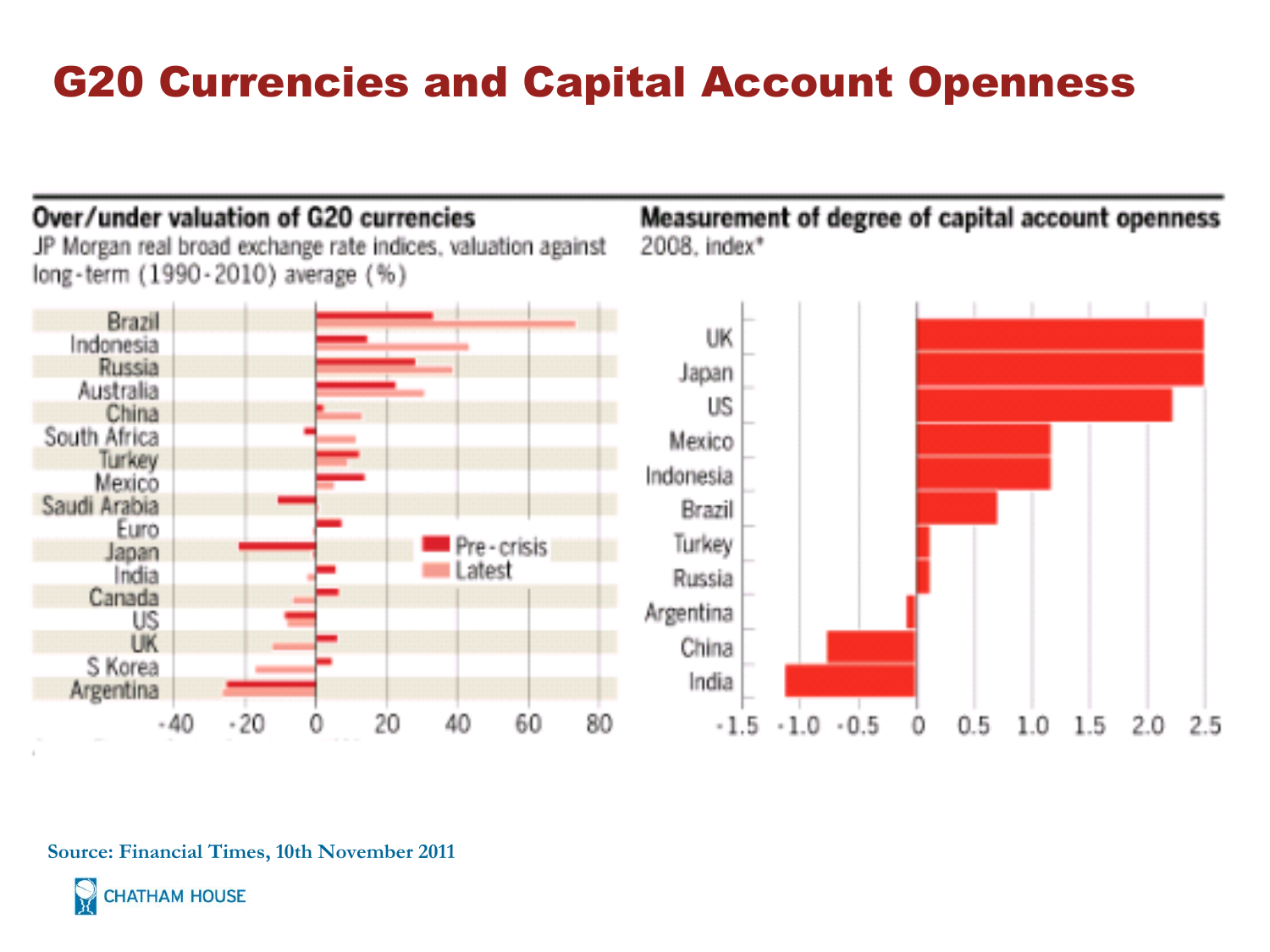# G20 Currencies and Capital Account Openness

**Over/under valuation of G20 currencies**

JP Morgan real broad exchange rate indices, valuation against long-term (1990-2010) average (%)

Brazil, Indonesia, Russia, Australia, China, South Africa, Turkey, Mexico, Saudi Arabia, Euro, Japan, India, Canada, US, UK, S Korea, Argentina

Pre-crisis / Latest

-40 -20 0 20 40 60 80

**Measurement of degree of capital account openness**

2008, index*

UK, Japan, US, Mexico, Indonesia, Brazil, Turkey, Russia, Argentina, China, India

-1.5 -1.0 -0.5 0 0.5 1.0 1.5 2.0 2.5

Source: Financial Times, 10th November 2011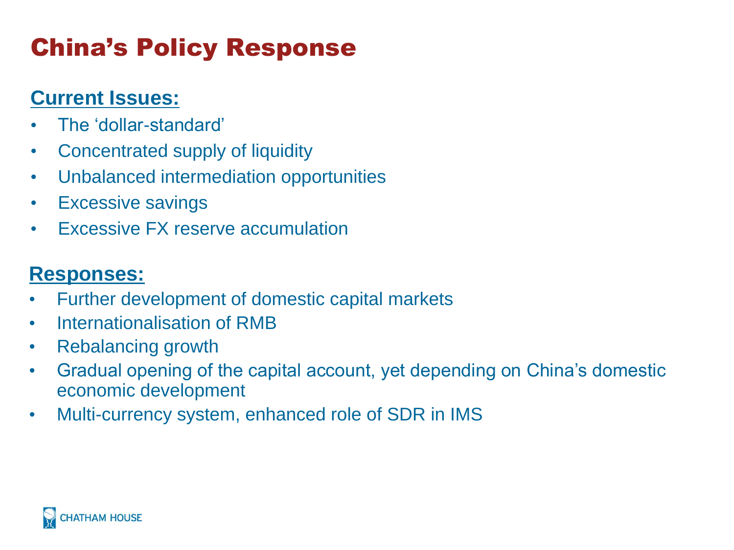# China's Policy Response

## Current Issues:

- The 'dollar-standard'
- Concentrated supply of liquidity
- Unbalanced intermediation opportunities
- Excessive savings
- Excessive FX reserve accumulation

## Responses:

- Further development of domestic capital markets
- Internationalisation of RMB
- Rebalancing growth
- Gradual opening of the capital account, yet depending on China's domestic economic development
- Multi-currency system, enhanced role of SDR in IMS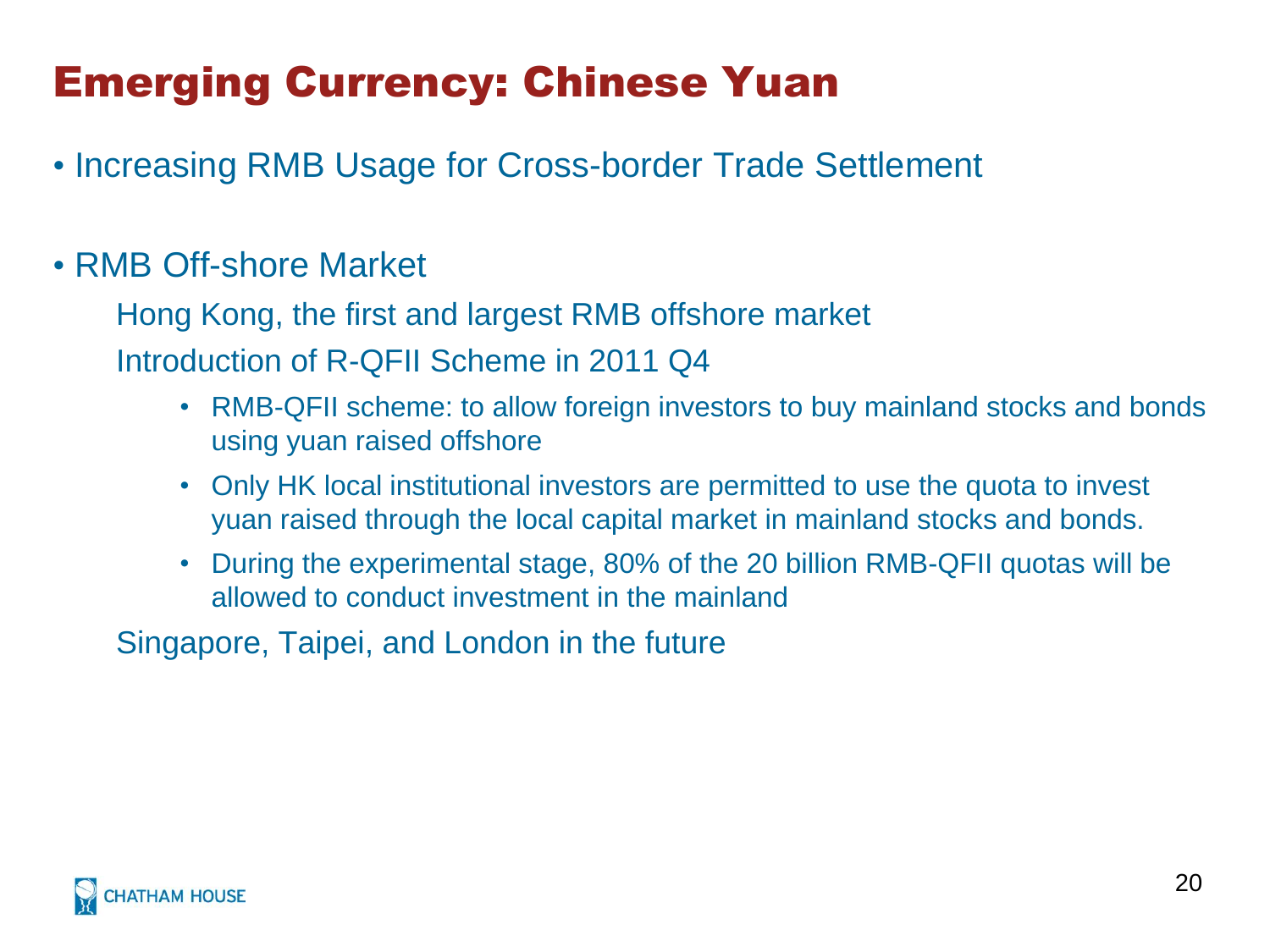# Emerging Currency: Chinese Yuan

- Increasing RMB Usage for Cross-border Trade Settlement

- RMB Off-shore Market

  Hong Kong, the first and largest RMB offshore market

  Introduction of R-QFII Scheme in 2011 Q4

  - RMB-QFII scheme: to allow foreign investors to buy mainland stocks and bonds using yuan raised offshore
  - Only HK local institutional investors are permitted to use the quota to invest yuan raised through the local capital market in mainland stocks and bonds.
  - During the experimental stage, 80% of the 20 billion RMB-QFII quotas will be allowed to conduct investment in the mainland

  Singapore, Taipei, and London in the future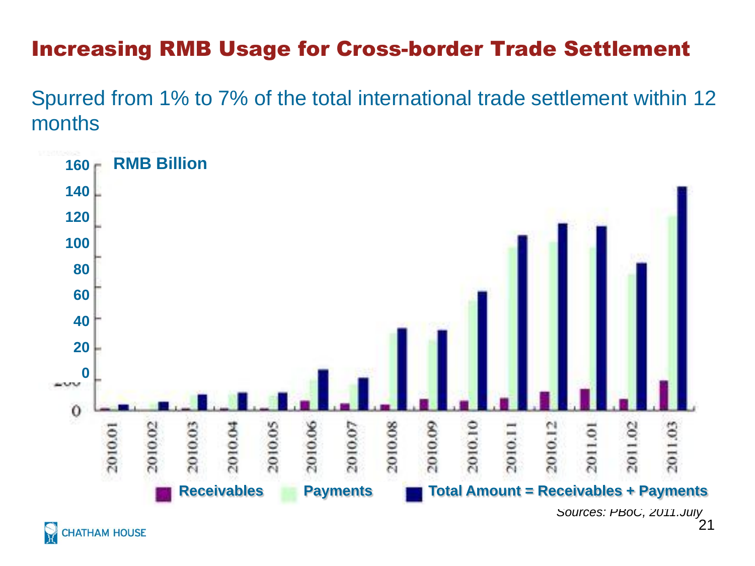# Increasing RMB Usage for Cross-border Trade Settlement

Spurred from 1% to 7% of the total international trade settlement within 12 months

RMB Billion

Receivables   Payments   Total Amount = Receivables + Payments

*Sources: PBoC, 2011.July*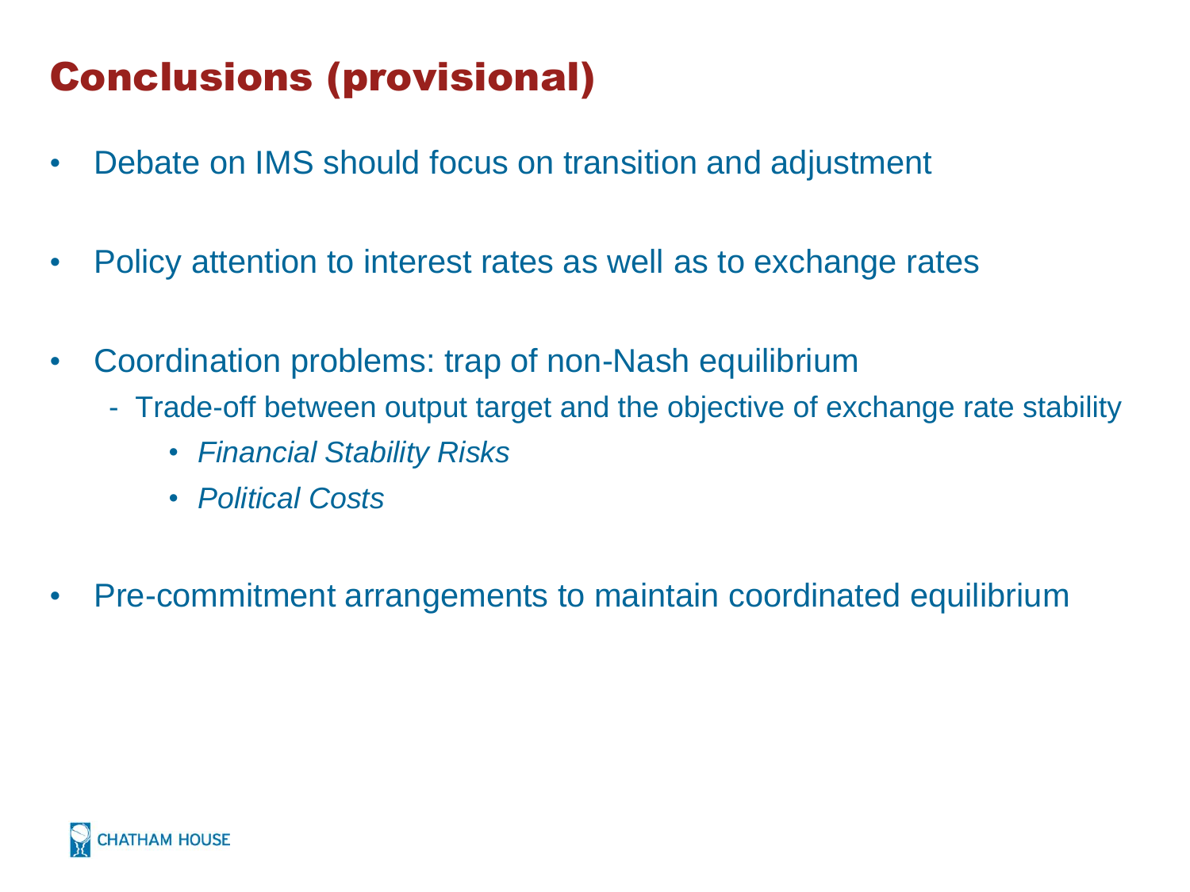# Conclusions (provisional)

- Debate on IMS should focus on transition and adjustment
- Policy attention to interest rates as well as to exchange rates
- Coordination problems: trap of non-Nash equilibrium
  - Trade-off between output target and the objective of exchange rate stability
    - *Financial Stability Risks*
    - *Political Costs*
- Pre-commitment arrangements to maintain coordinated equilibrium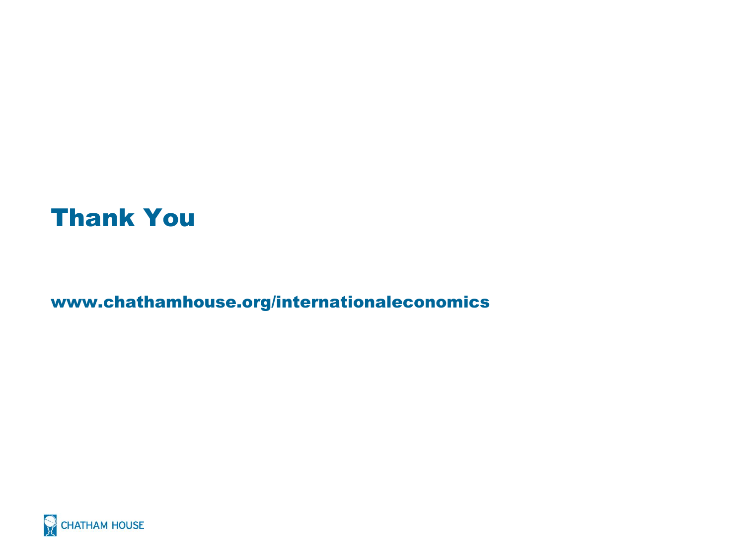# Thank You

**www.chathamhouse.org/internationaleconomics**

CHATHAM HOUSE